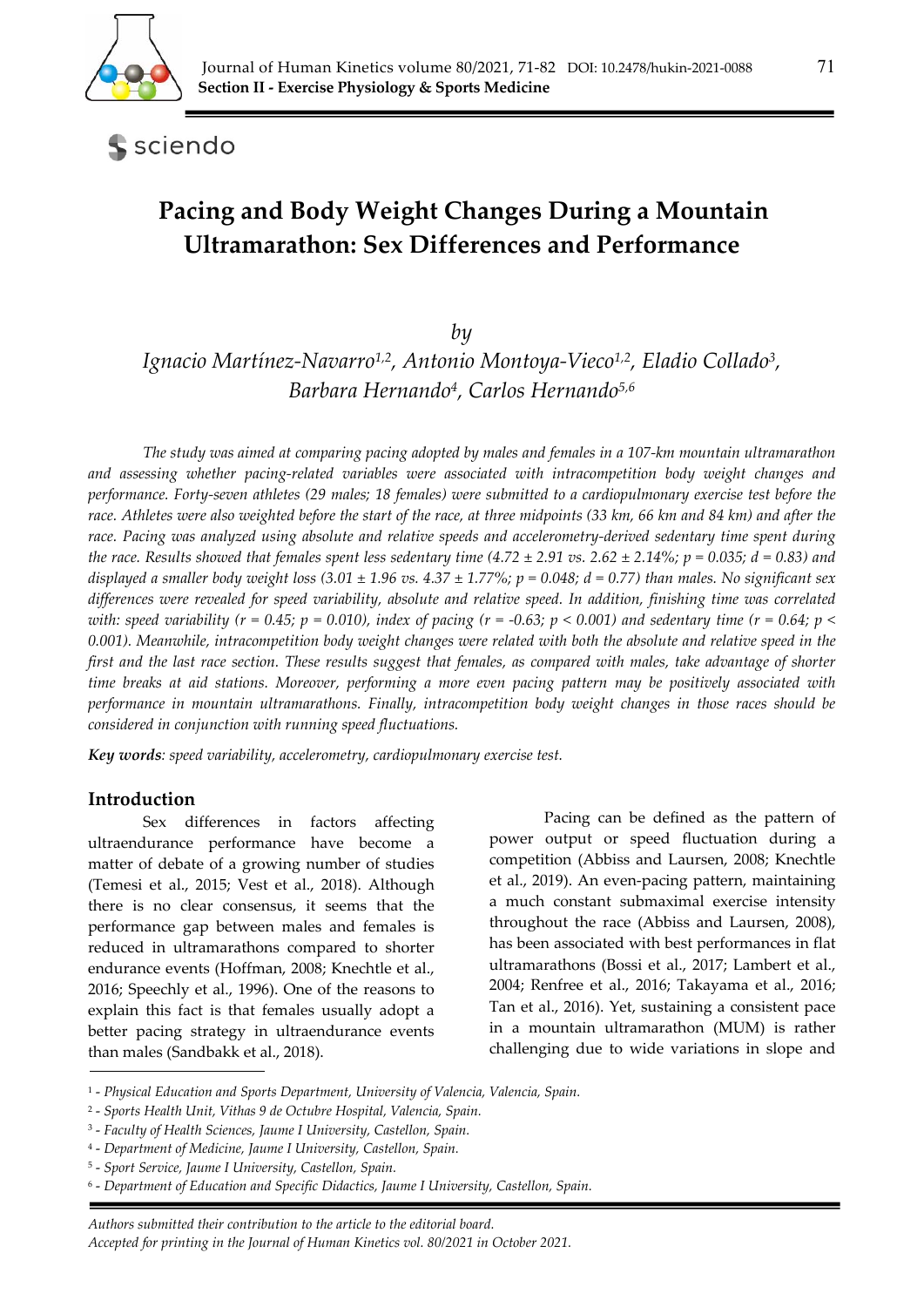Section II - Exercise Physiology & Sports Medicine

# Pacing and Body Weight Changes During a Mountain Ultramarathon: Sex Differences and Performance

*by*

*Ignacio Martínez-Navarro[1,2], Antonio Montoya-Vieco[1,2], Eladio Collado[3], Barbara Hernando[4], Carlos Hernando[5,6]*

*The study was aimed at comparing pacing adopted by males and females in a 107-km mountain ultramarathon and assessing whether pacing-related variables were associated with intracompetition body weight changes and performance. Forty-seven athletes (29 males; 18 females) were submitted to a cardiopulmonary exercise test before the race. Athletes were also weighted before the start of the race, at three midpoints (33 km, 66 km and 84 km) and after the race. Pacing was analyzed using absolute and relative speeds and accelerometry-derived sedentary time spent during the race. Results showed that females spent less sedentary time (4.72 ± 2.91 vs. 2.62 ± 2.14%; $p = 0.035$; $d = 0.83$) and displayed a smaller body weight loss (3.01 ± 1.96 vs. 4.37 ± 1.77%; $p = 0.048$; $d = 0.77$) than males. No significant sex differences were revealed for speed variability, absolute and relative speed. In addition, finishing time was correlated with: speed variability ($r = 0.45$; $p = 0.010$), index of pacing ($r = -0.63$; $p < 0.001$) and sedentary time ($r = 0.64$; $p < 0.001$). Meanwhile, intracompetition body weight changes were related with both the absolute and relative speed in the first and the last race section. These results suggest that females, as compared with males, take advantage of shorter time breaks at aid stations. Moreover, performing a more even pacing pattern may be positively associated with performance in mountain ultramarathons. Finally, intracompetition body weight changes in those races should be considered in conjunction with running speed fluctuations.*

***Key words**: speed variability, accelerometry, cardiopulmonary exercise test.*

## Introduction

Sex differences in factors affecting ultraendurance performance have become a matter of debate of a growing number of studies (Temesi et al., 2015; Vest et al., 2018). Although there is no clear consensus, it seems that the performance gap between males and females is reduced in ultramarathons compared to shorter endurance events (Hoffman, 2008; Knechtle et al., 2016; Speechly et al., 1996). One of the reasons to explain this fact is that females usually adopt a better pacing strategy in ultraendurance events than males (Sandbakk et al., 2018).

Pacing can be defined as the pattern of power output or speed fluctuation during a competition (Abbiss and Laursen, 2008; Knechtle et al., 2019). An even-pacing pattern, maintaining a much constant submaximal exercise intensity throughout the race (Abbiss and Laursen, 2008), has been associated with best performances in flat ultramarathons (Bossi et al., 2017; Lambert et al., 2004; Renfree et al., 2016; Takayama et al., 2016; Tan et al., 2016). Yet, sustaining a consistent pace in a mountain ultramarathon (MUM) is rather challenging due to wide variations in slope and

[1] - *Physical Education and Sports Department, University of Valencia, Valencia, Spain.*
[2] - *Sports Health Unit, Vithas 9 de Octubre Hospital, Valencia, Spain.*
[3] - *Faculty of Health Sciences, Jaume I University, Castellon, Spain.*
[4] - *Department of Medicine, Jaume I University, Castellon, Spain.*
[5] - *Sport Service, Jaume I University, Castellon, Spain.*
[6] - *Department of Education and Specific Didactics, Jaume I University, Castellon, Spain.*

*Authors submitted their contribution to the article to the editorial board.*
*Accepted for printing in the Journal of Human Kinetics vol. 80/2021 in October 2021.*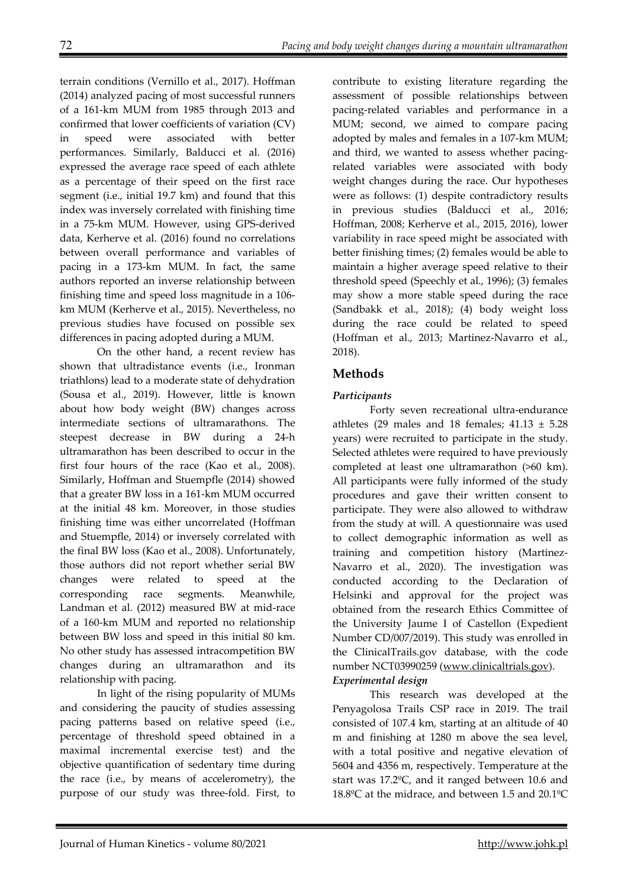terrain conditions (Vernillo et al., 2017). Hoffman (2014) analyzed pacing of most successful runners of a 161-km MUM from 1985 through 2013 and confirmed that lower coefficients of variation (CV) in speed were associated with better performances. Similarly, Balducci et al. (2016) expressed the average race speed of each athlete as a percentage of their speed on the first race segment (i.e., initial 19.7 km) and found that this index was inversely correlated with finishing time in a 75-km MUM. However, using GPS-derived data, Kerherve et al. (2016) found no correlations between overall performance and variables of pacing in a 173-km MUM. In fact, the same authors reported an inverse relationship between finishing time and speed loss magnitude in a 106-km MUM (Kerherve et al., 2015). Nevertheless, no previous studies have focused on possible sex differences in pacing adopted during a MUM.

On the other hand, a recent review has shown that ultradistance events (i.e., Ironman triathlons) lead to a moderate state of dehydration (Sousa et al., 2019). However, little is known about how body weight (BW) changes across intermediate sections of ultramarathons. The steepest decrease in BW during a 24-h ultramarathon has been described to occur in the first four hours of the race (Kao et al., 2008). Similarly, Hoffman and Stuempfle (2014) showed that a greater BW loss in a 161-km MUM occurred at the initial 48 km. Moreover, in those studies finishing time was either uncorrelated (Hoffman and Stuempfle, 2014) or inversely correlated with the final BW loss (Kao et al., 2008). Unfortunately, those authors did not report whether serial BW changes were related to speed at the corresponding race segments. Meanwhile, Landman et al. (2012) measured BW at mid-race of a 160-km MUM and reported no relationship between BW loss and speed in this initial 80 km. No other study has assessed intracompetition BW changes during an ultramarathon and its relationship with pacing.

In light of the rising popularity of MUMs and considering the paucity of studies assessing pacing patterns based on relative speed (i.e., percentage of threshold speed obtained in a maximal incremental exercise test) and the objective quantification of sedentary time during the race (i.e., by means of accelerometry), the purpose of our study was three-fold. First, to contribute to existing literature regarding the assessment of possible relationships between pacing-related variables and performance in a MUM; second, we aimed to compare pacing adopted by males and females in a 107-km MUM; and third, we wanted to assess whether pacing-related variables were associated with body weight changes during the race. Our hypotheses were as follows: (1) despite contradictory results in previous studies (Balducci et al., 2016; Hoffman, 2008; Kerherve et al., 2015, 2016), lower variability in race speed might be associated with better finishing times; (2) females would be able to maintain a higher average speed relative to their threshold speed (Speechly et al., 1996); (3) females may show a more stable speed during the race (Sandbakk et al., 2018); (4) body weight loss during the race could be related to speed (Hoffman et al., 2013; Martinez-Navarro et al., 2018).

## Methods

### Participants

Forty seven recreational ultra-endurance athletes (29 males and 18 females; 41.13 ± 5.28 years) were recruited to participate in the study. Selected athletes were required to have previously completed at least one ultramarathon (>60 km). All participants were fully informed of the study procedures and gave their written consent to participate. They were also allowed to withdraw from the study at will. A questionnaire was used to collect demographic information as well as training and competition history (Martinez-Navarro et al., 2020). The investigation was conducted according to the Declaration of Helsinki and approval for the project was obtained from the research Ethics Committee of the University Jaume I of Castellon (Expedient Number CD/007/2019). This study was enrolled in the ClinicalTrails.gov database, with the code number NCT03990259 (www.clinicaltrials.gov).

### Experimental design

This research was developed at the Penyagolosa Trails CSP race in 2019. The trail consisted of 107.4 km, starting at an altitude of 40 m and finishing at 1280 m above the sea level, with a total positive and negative elevation of 5604 and 4356 m, respectively. Temperature at the start was 17.2ºC, and it ranged between 10.6 and 18.8ºC at the midrace, and between 1.5 and 20.1ºC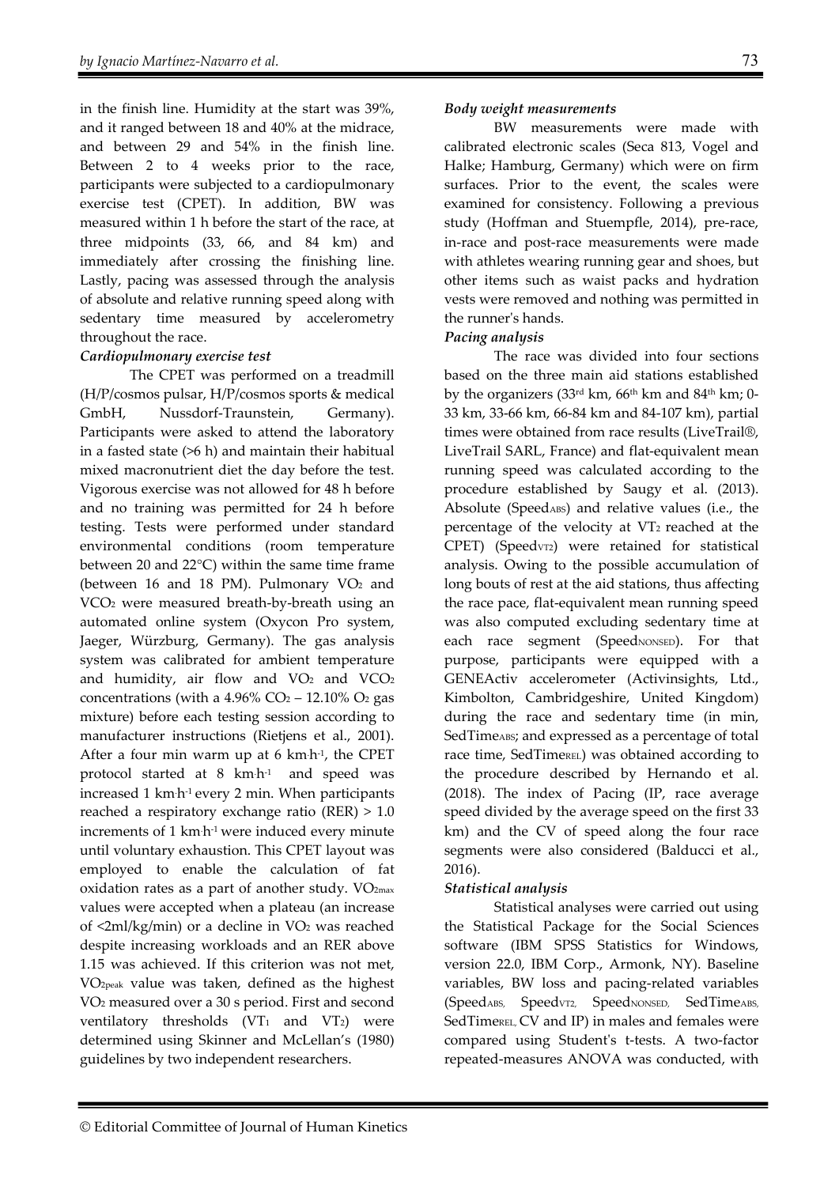in the finish line. Humidity at the start was 39%, and it ranged between 18 and 40% at the midrace, and between 29 and 54% in the finish line. Between 2 to 4 weeks prior to the race, participants were subjected to a cardiopulmonary exercise test (CPET). In addition, BW was measured within 1 h before the start of the race, at three midpoints (33, 66, and 84 km) and immediately after crossing the finishing line. Lastly, pacing was assessed through the analysis of absolute and relative running speed along with sedentary time measured by accelerometry throughout the race.

***Cardiopulmonary exercise test***

The CPET was performed on a treadmill (H/P/cosmos pulsar, H/P/cosmos sports & medical GmbH, Nussdorf-Traunstein, Germany). Participants were asked to attend the laboratory in a fasted state (>6 h) and maintain their habitual mixed macronutrient diet the day before the test. Vigorous exercise was not allowed for 48 h before and no training was permitted for 24 h before testing. Tests were performed under standard environmental conditions (room temperature between 20 and 22°C) within the same time frame (between 16 and 18 PM). Pulmonary $VO_2$ and $VCO_2$ were measured breath-by-breath using an automated online system (Oxycon Pro system, Jaeger, Würzburg, Germany). The gas analysis system was calibrated for ambient temperature and humidity, air flow and $VO_2$ and $VCO_2$ concentrations (with a 4.96% $CO_2$ – 12.10% $O_2$ gas mixture) before each testing session according to manufacturer instructions (Rietjens et al., 2001). After a four min warm up at 6 $km{\cdot}h^{-1}$, the CPET protocol started at 8 $km{\cdot}h^{-1}$ and speed was increased 1 $km{\cdot}h^{-1}$ every 2 min. When participants reached a respiratory exchange ratio (RER) > 1.0 increments of 1 $km{\cdot}h^{-1}$ were induced every minute until voluntary exhaustion. This CPET layout was employed to enable the calculation of fat oxidation rates as a part of another study. $VO_{2max}$ values were accepted when a plateau (an increase of <2ml/kg/min) or a decline in $VO_2$ was reached despite increasing workloads and an RER above 1.15 was achieved. If this criterion was not met, $VO_{2peak}$ value was taken, defined as the highest $VO_2$ measured over a 30 s period. First and second ventilatory thresholds ($VT_1$ and $VT_2$) were determined using Skinner and McLellan's (1980) guidelines by two independent researchers.

***Body weight measurements***

BW measurements were made with calibrated electronic scales (Seca 813, Vogel and Halke; Hamburg, Germany) which were on firm surfaces. Prior to the event, the scales were examined for consistency. Following a previous study (Hoffman and Stuempfle, 2014), pre-race, in-race and post-race measurements were made with athletes wearing running gear and shoes, but other items such as waist packs and hydration vests were removed and nothing was permitted in the runner's hands.

***Pacing analysis***

The race was divided into four sections based on the three main aid stations established by the organizers (33rd km, 66th km and 84th km; 0-33 km, 33-66 km, 66-84 km and 84-107 km), partial times were obtained from race results (LiveTrail®, LiveTrail SARL, France) and flat-equivalent mean running speed was calculated according to the procedure established by Saugy et al. (2013). Absolute ($Speed_{ABS}$) and relative values (i.e., the percentage of the velocity at $VT_2$ reached at the CPET) ($Speed_{VT2}$) were retained for statistical analysis. Owing to the possible accumulation of long bouts of rest at the aid stations, thus affecting the race pace, flat-equivalent mean running speed was also computed excluding sedentary time at each race segment ($Speed_{NONSED}$). For that purpose, participants were equipped with a GENEActiv accelerometer (Activinsights, Ltd., Kimbolton, Cambridgeshire, United Kingdom) during the race and sedentary time (in min, $SedTime_{ABS}$; and expressed as a percentage of total race time, $SedTime_{REL}$) was obtained according to the procedure described by Hernando et al. (2018). The index of Pacing (IP, race average speed divided by the average speed on the first 33 km) and the CV of speed along the four race segments were also considered (Balducci et al., 2016).

***Statistical analysis***

Statistical analyses were carried out using the Statistical Package for the Social Sciences software (IBM SPSS Statistics for Windows, version 22.0, IBM Corp., Armonk, NY). Baseline variables, BW loss and pacing-related variables ($Speed_{ABS}$, $Speed_{VT2}$, $Speed_{NONSED}$, $SedTime_{ABS}$, $SedTime_{REL}$, CV and IP) in males and females were compared using Student's t-tests. A two-factor repeated-measures ANOVA was conducted, with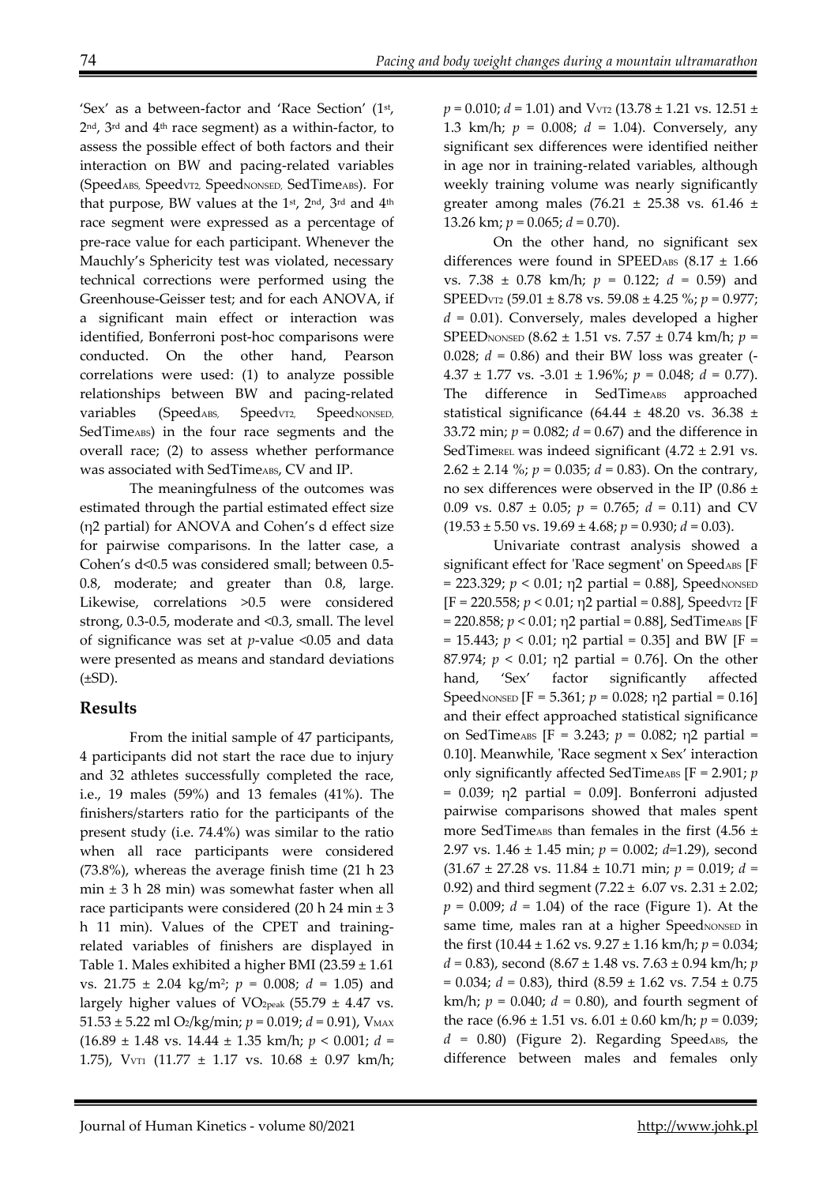'Sex' as a between-factor and 'Race Section' (1st, 2nd, 3rd and 4th race segment) as a within-factor, to assess the possible effect of both factors and their interaction on BW and pacing-related variables ($Speed_{ABS}$, $Speed_{VT2}$, $Speed_{NONSED}$, $SedTime_{ABS}$). For that purpose, BW values at the 1st, 2nd, 3rd and 4th race segment were expressed as a percentage of pre-race value for each participant. Whenever the Mauchly's Sphericity test was violated, necessary technical corrections were performed using the Greenhouse-Geisser test; and for each ANOVA, if a significant main effect or interaction was identified, Bonferroni post-hoc comparisons were conducted. On the other hand, Pearson correlations were used: (1) to analyze possible relationships between BW and pacing-related variables ($Speed_{ABS}$, $Speed_{VT2}$, $Speed_{NONSED}$, $SedTime_{ABS}$) in the four race segments and the overall race; (2) to assess whether performance was associated with $SedTime_{ABS}$, CV and IP.

The meaningfulness of the outcomes was estimated through the partial estimated effect size ($\eta^2$ partial) for ANOVA and Cohen's d effect size for pairwise comparisons. In the latter case, a Cohen's d<0.5 was considered small; between 0.5-0.8, moderate; and greater than 0.8, large. Likewise, correlations >0.5 were considered strong, 0.3-0.5, moderate and <0.3, small. The level of significance was set at *p*-value <0.05 and data were presented as means and standard deviations (±SD).

## Results

From the initial sample of 47 participants, 4 participants did not start the race due to injury and 32 athletes successfully completed the race, i.e., 19 males (59%) and 13 females (41%). The finishers/starters ratio for the participants of the present study (i.e. 74.4%) was similar to the ratio when all race participants were considered (73.8%), whereas the average finish time (21 h 23 min ± 3 h 28 min) was somewhat faster when all race participants were considered (20 h 24 min ± 3 h 11 min). Values of the CPET and training-related variables of finishers are displayed in Table 1. Males exhibited a higher BMI (23.59 ± 1.61 vs. 21.75 ± 2.04 kg/m$^2$; $p$ = 0.008; $d$ = 1.05) and largely higher values of $VO_{2peak}$ (55.79 ± 4.47 vs. 51.53 ± 5.22 ml $O_2$/kg/min; $p$ = 0.019; $d$ = 0.91), $V_{MAX}$ (16.89 ± 1.48 vs. 14.44 ± 1.35 km/h; $p$ < 0.001; $d$ = 1.75), $V_{VT1}$ (11.77 ± 1.17 vs. 10.68 ± 0.97 km/h; $p$ = 0.010; $d$ = 1.01) and $V_{VT2}$ (13.78 ± 1.21 vs. 12.51 ± 1.3 km/h; $p$ = 0.008; $d$ = 1.04). Conversely, any significant sex differences were identified neither in age nor in training-related variables, although weekly training volume was nearly significantly greater among males (76.21 ± 25.38 vs. 61.46 ± 13.26 km; $p$ = 0.065; $d$ = 0.70).

On the other hand, no significant sex differences were found in $SPEED_{ABS}$ (8.17 ± 1.66 vs. 7.38 ± 0.78 km/h; $p$ = 0.122; $d$ = 0.59) and $SPEED_{VT2}$ (59.01 ± 8.78 vs. 59.08 ± 4.25 %; $p$ = 0.977; $d$ = 0.01). Conversely, males developed a higher $SPEED_{NONSED}$ (8.62 ± 1.51 vs. 7.57 ± 0.74 km/h; $p$ = 0.028; $d$ = 0.86) and their BW loss was greater (-4.37 ± 1.77 vs. -3.01 ± 1.96%; $p$ = 0.048; $d$ = 0.77). The difference in $SedTime_{ABS}$ approached statistical significance (64.44 ± 48.20 vs. 36.38 ± 33.72 min; $p$ = 0.082; $d$ = 0.67) and the difference in $SedTime_{REL}$ was indeed significant (4.72 ± 2.91 vs. 2.62 ± 2.14 %; $p$ = 0.035; $d$ = 0.83). On the contrary, no sex differences were observed in the IP (0.86 ± 0.09 vs. 0.87 ± 0.05; $p$ = 0.765; $d$ = 0.11) and CV (19.53 ± 5.50 vs. 19.69 ± 4.68; $p$ = 0.930; $d$ = 0.03).

Univariate contrast analysis showed a significant effect for 'Race segment' on $Speed_{ABS}$ [F = 223.329; $p$ < 0.01; $\eta^2$ partial = 0.88], $Speed_{NONSED}$ [F = 220.558; $p$ < 0.01; $\eta^2$ partial = 0.88], $Speed_{VT2}$ [F = 220.858; $p$ < 0.01; $\eta^2$ partial = 0.88], $SedTime_{ABS}$ [F = 15.443; $p$ < 0.01; $\eta^2$ partial = 0.35] and BW [F = 87.974; $p$ < 0.01; $\eta^2$ partial = 0.76]. On the other hand, 'Sex' factor significantly affected $Speed_{NONSED}$ [F = 5.361; $p$ = 0.028; $\eta^2$ partial = 0.16] and their effect approached statistical significance on $SedTime_{ABS}$ [F = 3.243; $p$ = 0.082; $\eta^2$ partial = 0.10]. Meanwhile, 'Race segment x Sex' interaction only significantly affected $SedTime_{ABS}$ [F = 2.901; $p$ = 0.039; $\eta^2$ partial = 0.09]. Bonferroni adjusted pairwise comparisons showed that males spent more $SedTime_{ABS}$ than females in the first (4.56 ± 2.97 vs. 1.46 ± 1.45 min; $p$ = 0.002; $d$=1.29), second (31.67 ± 27.28 vs. 11.84 ± 10.71 min; $p$ = 0.019; $d$ = 0.92) and third segment (7.22 ± 6.07 vs. 2.31 ± 2.02; $p$ = 0.009; $d$ = 1.04) of the race (Figure 1). At the same time, males ran at a higher $Speed_{NONSED}$ in the first (10.44 ± 1.62 vs. 9.27 ± 1.16 km/h; $p$ = 0.034; $d$ = 0.83), second (8.67 ± 1.48 vs. 7.63 ± 0.94 km/h; $p$ = 0.034; $d$ = 0.83), third (8.59 ± 1.62 vs. 7.54 ± 0.75 km/h; $p$ = 0.040; $d$ = 0.80), and fourth segment of the race (6.96 ± 1.51 vs. 6.01 ± 0.60 km/h; $p$ = 0.039; $d$ = 0.80) (Figure 2). Regarding $Speed_{ABS}$, the difference between males and females only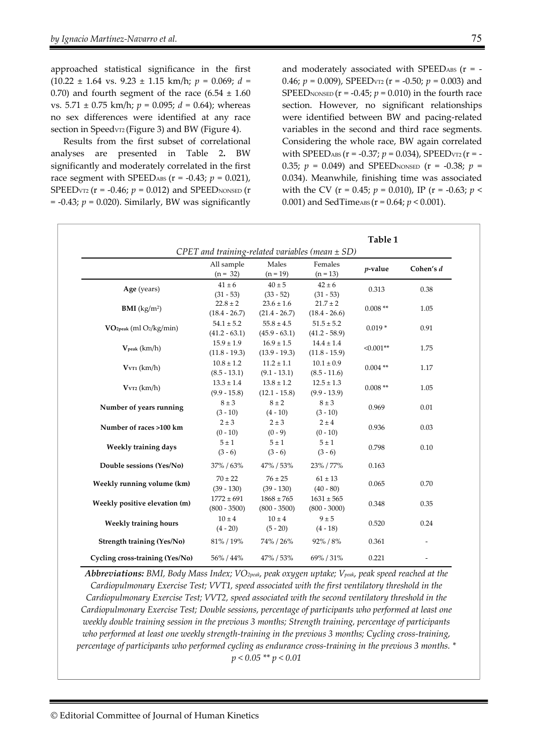approached statistical significance in the first (10.22 ± 1.64 vs. 9.23 ± 1.15 km/h; $p$ = 0.069; $d$ = 0.70) and fourth segment of the race (6.54 ± 1.60 vs. 5.71 ± 0.75 km/h; $p$ = 0.095; $d$ = 0.64); whereas no sex differences were identified at any race section in $Speed_{VT2}$ (Figure 3) and BW (Figure 4).

Results from the first subset of correlational analyses are presented in Table 2. BW significantly and moderately correlated in the first race segment with $SPEED_{ABS}$ (r = -0.43; $p$ = 0.021), $SPEED_{VT2}$ (r = -0.46; $p$ = 0.012) and $SPEED_{NONSED}$ (r = -0.43; $p$ = 0.020). Similarly, BW was significantly and moderately associated with $SPEED_{ABS}$ (r = -0.46; $p$ = 0.009), $SPEED_{VT2}$ (r = -0.50; $p$ = 0.003) and $SPEED_{NONSED}$ (r = -0.45; $p$ = 0.010) in the fourth race section. However, no significant relationships were identified between BW and pacing-related variables in the second and third race segments. Considering the whole race, BW again correlated with $SPEED_{ABS}$ (r = -0.37; $p$ = 0.034), $SPEED_{VT2}$ (r = -0.35; $p$ = 0.049) and $SPEED_{NONSED}$ (r = -0.38; $p$ = 0.034). Meanwhile, finishing time was associated with the CV (r = 0.45; $p$ = 0.010), IP (r = -0.63; $p$ < 0.001) and $SedTime_{ABS}$ (r = 0.64; $p$ < 0.001).

**Table 1**

*CPET and training-related variables (mean ± SD)*

| | All sample (n = 32) | Males (n = 19) | Females (n = 13) | *p*-value | Cohen's *d* |
|---|---|---|---|---|---|
| **Age** (years) | 41 ± 6 (31 - 53) | 40 ± 5 (33 - 52) | 42 ± 6 (31 - 53) | 0.313 | 0.38 |
| **BMI** ($kg/m^2$) | 22.8 ± 2 (18.4 - 26.7) | 23.6 ± 1.6 (21.4 - 26.7) | 21.7 ± 2 (18.4 - 26.6) | 0.008 ** | 1.05 |
| **$VO_{2peak}$** (ml $O_2$/kg/min) | 54.1 ± 5.2 (41.2 - 63.1) | 55.8 ± 4.5 (45.9 - 63.1) | 51.5 ± 5.2 (41.2 - 58.9) | 0.019 * | 0.91 |
| **$V_{peak}$** (km/h) | 15.9 ± 1.9 (11.8 - 19.3) | 16.9 ± 1.5 (13.9 - 19.3) | 14.4 ± 1.4 (11.8 - 15.9) | <0.001** | 1.75 |
| **$V_{VT1}$** (km/h) | 10.8 ± 1.2 (8.5 - 13.1) | 11.2 ± 1.1 (9.1 - 13.1) | 10.1 ± 0.9 (8.5 - 11.6) | 0.004 ** | 1.17 |
| **$V_{VT2}$** (km/h) | 13.3 ± 1.4 (9.9 - 15.8) | 13.8 ± 1.2 (12.1 - 15.8) | 12.5 ± 1.3 (9.9 - 13.9) | 0.008 ** | 1.05 |
| **Number of years running** | 8 ± 3 (3 - 10) | 8 ± 2 (4 - 10) | 8 ± 3 (3 - 10) | 0.969 | 0.01 |
| **Number of races >100 km** | 2 ± 3 (0 - 10) | 2 ± 3 (0 - 9) | 2 ± 4 (0 - 10) | 0.936 | 0.03 |
| **Weekly training days** | 5 ± 1 (3 - 6) | 5 ± 1 (3 - 6) | 5 ± 1 (3 - 6) | 0.798 | 0.10 |
| **Double sessions (Yes/No)** | 37% / 63% | 47% / 53% | 23% / 77% | 0.163 | |
| **Weekly running volume (km)** | 70 ± 22 (39 - 130) | 76 ± 25 (39 - 130) | 61 ± 13 (40 - 80) | 0.065 | 0.70 |
| **Weekly positive elevation (m)** | 1772 ± 691 (800 - 3500) | 1868 ± 765 (800 - 3500) | 1631 ± 565 (800 - 3000) | 0.348 | 0.35 |
| **Weekly training hours** | 10 ± 4 (4 - 20) | 10 ± 4 (5 - 20) | 9 ± 5 (4 - 18) | 0.520 | 0.24 |
| **Strength training (Yes/No)** | 81% / 19% | 74% / 26% | 92% / 8% | 0.361 | - |
| **Cycling cross-training (Yes/No)** | 56% / 44% | 47% / 53% | 69% / 31% | 0.221 | - |

***Abbreviations:*** *BMI, Body Mass Index; $VO_{2peak}$, peak oxygen uptake; $V_{peak}$, peak speed reached at the Cardiopulmonary Exercise Test; VVT1, speed associated with the first ventilatory threshold in the Cardiopulmonary Exercise Test; VVT2, speed associated with the second ventilatory threshold in the Cardiopulmonary Exercise Test; Double sessions, percentage of participants who performed at least one weekly double training session in the previous 3 months; Strength training, percentage of participants who performed at least one weekly strength-training in the previous 3 months; Cycling cross-training, percentage of participants who performed cycling as endurance cross-training in the previous 3 months. * $p < 0.05$ ** $p < 0.01$*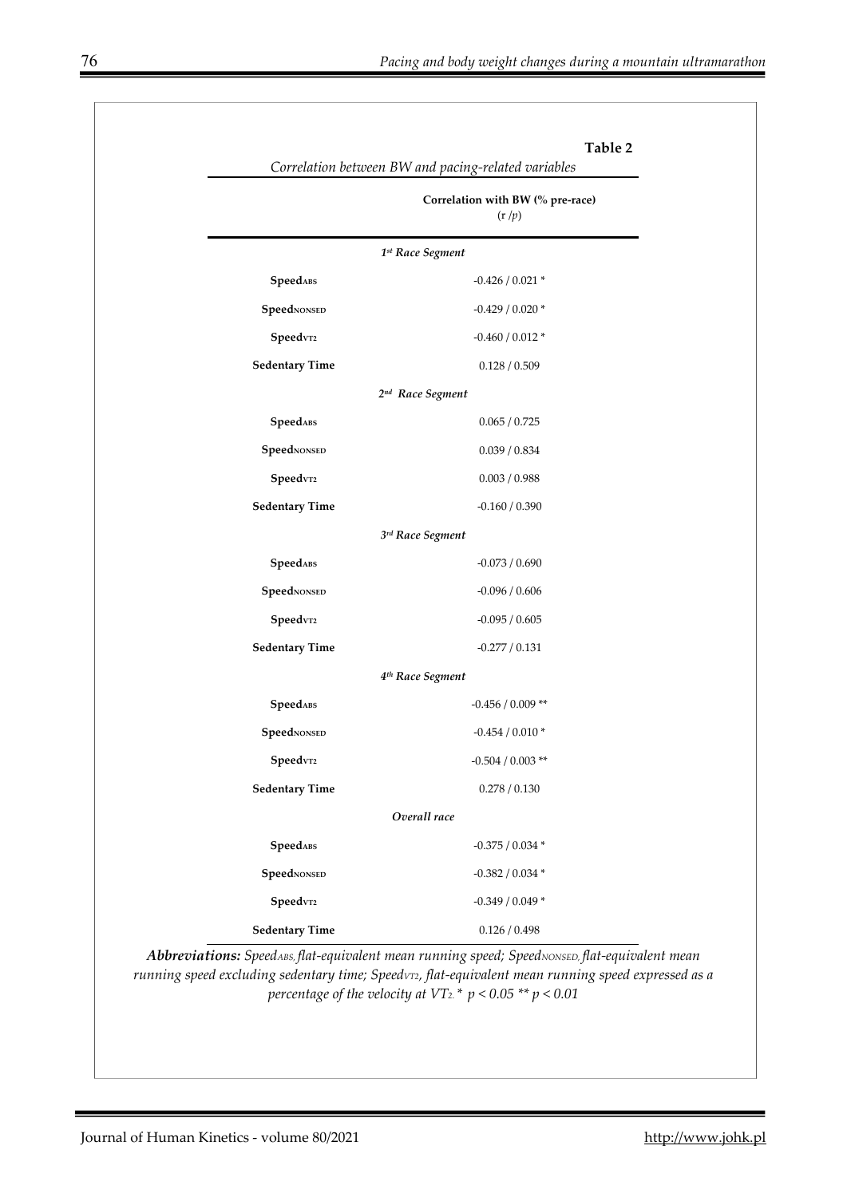**Table 2**

*Correlation between BW and pacing-related variables*

| | **Correlation with BW (% pre-race)** (r /*p*) |
|---|---|
| | ***1st Race Segment*** |
| **Speed$_{ABS}$** | -0.426 / 0.021 * |
| **Speed$_{NONSED}$** | -0.429 / 0.020 * |
| **Speed$_{VT2}$** | -0.460 / 0.012 * |
| **Sedentary Time** | 0.128 / 0.509 |
| | ***2nd Race Segment*** |
| **Speed$_{ABS}$** | 0.065 / 0.725 |
| **Speed$_{NONSED}$** | 0.039 / 0.834 |
| **Speed$_{VT2}$** | 0.003 / 0.988 |
| **Sedentary Time** | -0.160 / 0.390 |
| | ***3rd Race Segment*** |
| **Speed$_{ABS}$** | -0.073 / 0.690 |
| **Speed$_{NONSED}$** | -0.096 / 0.606 |
| **Speed$_{VT2}$** | -0.095 / 0.605 |
| **Sedentary Time** | -0.277 / 0.131 |
| | ***4th Race Segment*** |
| **Speed$_{ABS}$** | -0.456 / 0.009 ** |
| **Speed$_{NONSED}$** | -0.454 / 0.010 * |
| **Speed$_{VT2}$** | -0.504 / 0.003 ** |
| **Sedentary Time** | 0.278 / 0.130 |
| | ***Overall race*** |
| **Speed$_{ABS}$** | -0.375 / 0.034 * |
| **Speed$_{NONSED}$** | -0.382 / 0.034 * |
| **Speed$_{VT2}$** | -0.349 / 0.049 * |
| **Sedentary Time** | 0.126 / 0.498 |

***Abbreviations:*** *Speed$_{ABS}$, flat-equivalent mean running speed; Speed$_{NONSED}$, flat-equivalent mean running speed excluding sedentary time; Speed$_{VT2}$, flat-equivalent mean running speed expressed as a percentage of the velocity at $VT_2$. * $p < 0.05$ ** $p < 0.01$*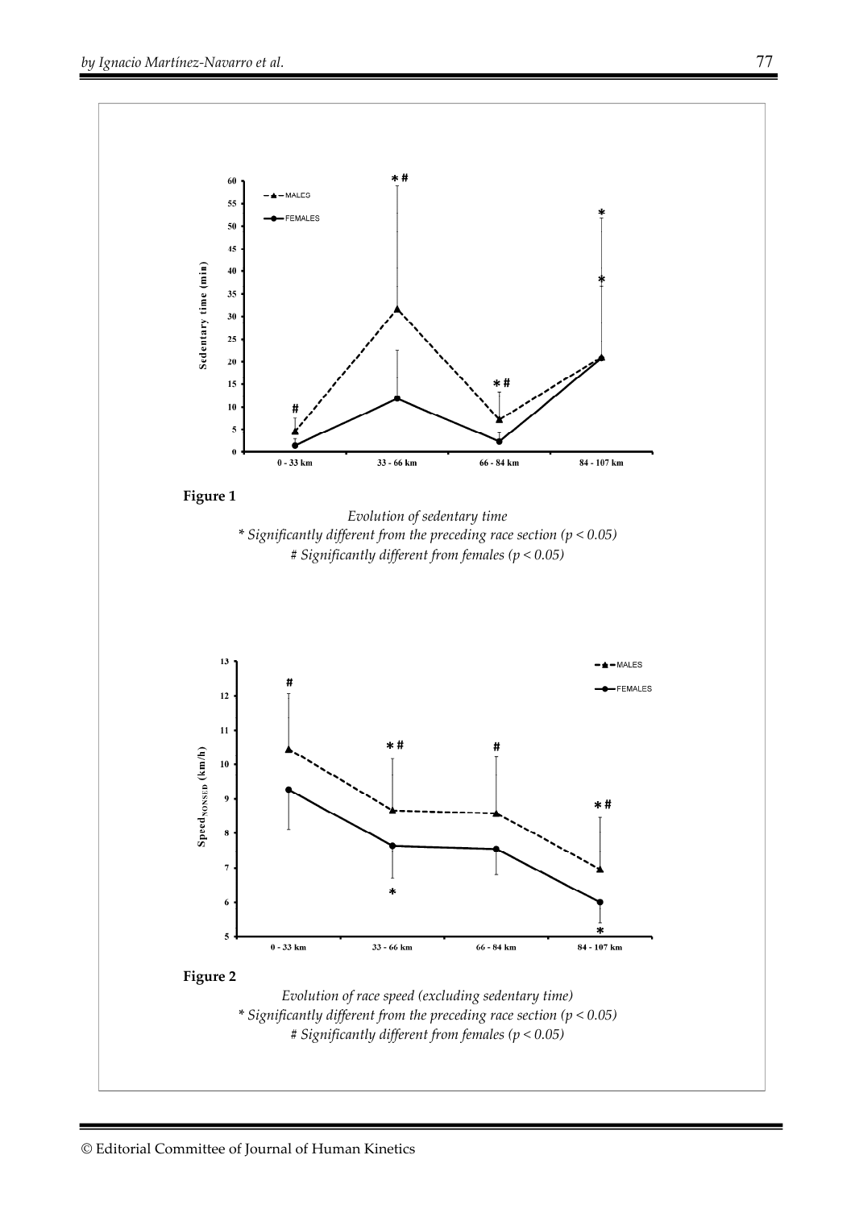**Figure 1**

*Evolution of sedentary time*
*\* Significantly different from the preceding race section ($p < 0.05$)*
*# Significantly different from females ($p < 0.05$)*

**Figure 2**

*Evolution of race speed (excluding sedentary time)*
*\* Significantly different from the preceding race section ($p < 0.05$)*
*# Significantly different from females ($p < 0.05$)*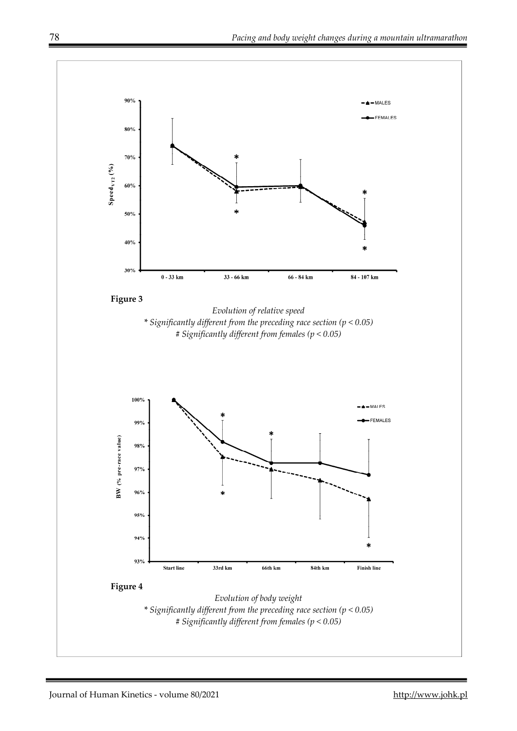**Figure 3**

*Evolution of relative speed*
*\* Significantly different from the preceding race section ($p < 0.05$)*
*# Significantly different from females ($p < 0.05$)*

**Figure 4**

*Evolution of body weight*
*\* Significantly different from the preceding race section ($p < 0.05$)*
*# Significantly different from females ($p < 0.05$)*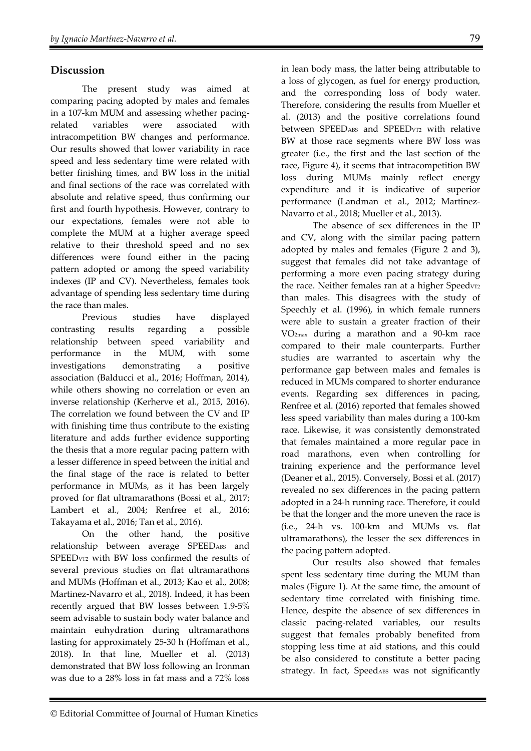## Discussion

The present study was aimed at comparing pacing adopted by males and females in a 107-km MUM and assessing whether pacing-related variables were associated with intracompetition BW changes and performance. Our results showed that lower variability in race speed and less sedentary time were related with better finishing times, and BW loss in the initial and final sections of the race was correlated with absolute and relative speed, thus confirming our first and fourth hypothesis. However, contrary to our expectations, females were not able to complete the MUM at a higher average speed relative to their threshold speed and no sex differences were found either in the pacing pattern adopted or among the speed variability indexes (IP and CV). Nevertheless, females took advantage of spending less sedentary time during the race than males.

Previous studies have displayed contrasting results regarding a possible relationship between speed variability and performance in the MUM, with some investigations demonstrating a positive association (Balducci et al., 2016; Hoffman, 2014), while others showing no correlation or even an inverse relationship (Kerherve et al., 2015, 2016). The correlation we found between the CV and IP with finishing time thus contribute to the existing literature and adds further evidence supporting the thesis that a more regular pacing pattern with a lesser difference in speed between the initial and the final stage of the race is related to better performance in MUMs, as it has been largely proved for flat ultramarathons (Bossi et al., 2017; Lambert et al., 2004; Renfree et al., 2016; Takayama et al., 2016; Tan et al., 2016).

On the other hand, the positive relationship between average $SPEED_{ABS}$ and $SPEED_{VT2}$ with BW loss confirmed the results of several previous studies on flat ultramarathons and MUMs (Hoffman et al., 2013; Kao et al., 2008; Martinez-Navarro et al., 2018). Indeed, it has been recently argued that BW losses between 1.9-5% seem advisable to sustain body water balance and maintain euhydration during ultramarathons lasting for approximately 25-30 h (Hoffman et al., 2018). In that line, Mueller et al. (2013) demonstrated that BW loss following an Ironman was due to a 28% loss in fat mass and a 72% loss in lean body mass, the latter being attributable to a loss of glycogen, as fuel for energy production, and the corresponding loss of body water. Therefore, considering the results from Mueller et al. (2013) and the positive correlations found between $SPEED_{ABS}$ and $SPEED_{VT2}$ with relative BW at those race segments where BW loss was greater (i.e., the first and the last section of the race, Figure 4), it seems that intracompetition BW loss during MUMs mainly reflect energy expenditure and it is indicative of superior performance (Landman et al., 2012; Martinez-Navarro et al., 2018; Mueller et al., 2013).

The absence of sex differences in the IP and CV, along with the similar pacing pattern adopted by males and females (Figure 2 and 3), suggest that females did not take advantage of performing a more even pacing strategy during the race. Neither females ran at a higher $Speed_{VT2}$ than males. This disagrees with the study of Speechly et al. (1996), in which female runners were able to sustain a greater fraction of their $VO_{2max}$ during a marathon and a 90-km race compared to their male counterparts. Further studies are warranted to ascertain why the performance gap between males and females is reduced in MUMs compared to shorter endurance events. Regarding sex differences in pacing, Renfree et al. (2016) reported that females showed less speed variability than males during a 100-km race. Likewise, it was consistently demonstrated that females maintained a more regular pace in road marathons, even when controlling for training experience and the performance level (Deaner et al., 2015). Conversely, Bossi et al. (2017) revealed no sex differences in the pacing pattern adopted in a 24-h running race. Therefore, it could be that the longer and the more uneven the race is (i.e., 24-h vs. 100-km and MUMs vs. flat ultramarathons), the lesser the sex differences in the pacing pattern adopted.

Our results also showed that females spent less sedentary time during the MUM than males (Figure 1). At the same time, the amount of sedentary time correlated with finishing time. Hence, despite the absence of sex differences in classic pacing-related variables, our results suggest that females probably benefited from stopping less time at aid stations, and this could be also considered to constitute a better pacing strategy. In fact, $Speed_{ABS}$ was not significantly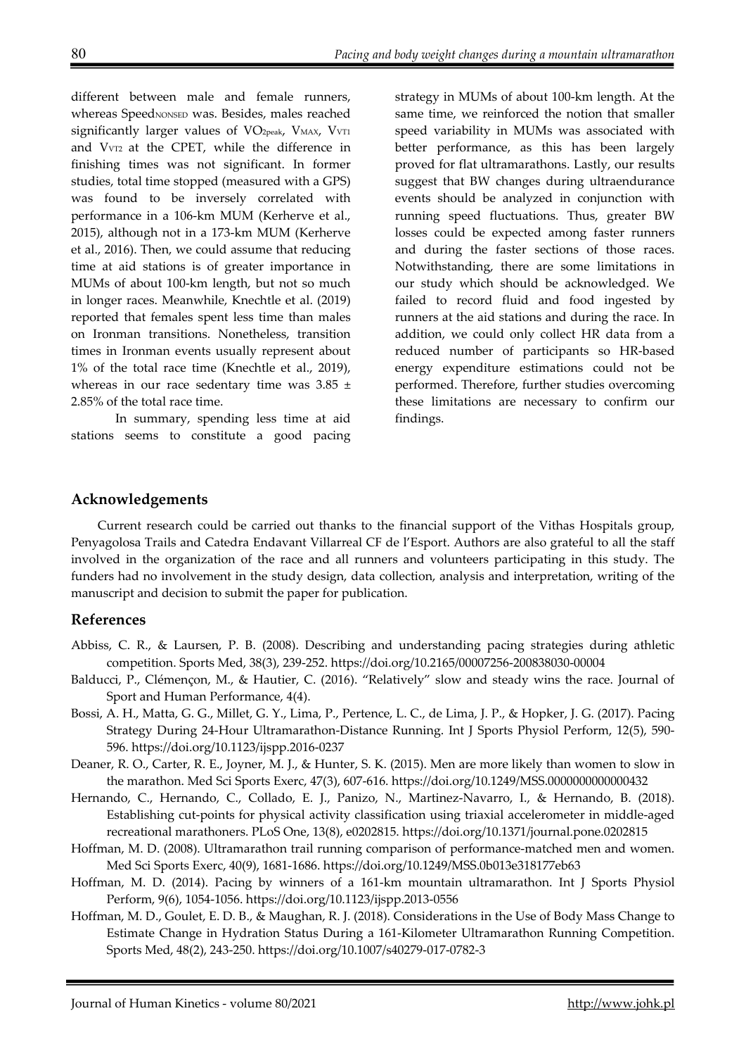different between male and female runners, whereas $Speed_{NONSED}$ was. Besides, males reached significantly larger values of $VO_{2peak}$, $V_{MAX}$, $V_{VT1}$ and $V_{VT2}$ at the CPET, while the difference in finishing times was not significant. In former studies, total time stopped (measured with a GPS) was found to be inversely correlated with performance in a 106-km MUM (Kerherve et al., 2015), although not in a 173-km MUM (Kerherve et al., 2016). Then, we could assume that reducing time at aid stations is of greater importance in MUMs of about 100-km length, but not so much in longer races. Meanwhile, Knechtle et al. (2019) reported that females spent less time than males on Ironman transitions. Nonetheless, transition times in Ironman events usually represent about 1% of the total race time (Knechtle et al., 2019), whereas in our race sedentary time was 3.85 ± 2.85% of the total race time.

In summary, spending less time at aid stations seems to constitute a good pacing strategy in MUMs of about 100-km length. At the same time, we reinforced the notion that smaller speed variability in MUMs was associated with better performance, as this has been largely proved for flat ultramarathons. Lastly, our results suggest that BW changes during ultraendurance events should be analyzed in conjunction with running speed fluctuations. Thus, greater BW losses could be expected among faster runners and during the faster sections of those races. Notwithstanding, there are some limitations in our study which should be acknowledged. We failed to record fluid and food ingested by runners at the aid stations and during the race. In addition, we could only collect HR data from a reduced number of participants so HR-based energy expenditure estimations could not be performed. Therefore, further studies overcoming these limitations are necessary to confirm our findings.

## Acknowledgements

Current research could be carried out thanks to the financial support of the Vithas Hospitals group, Penyagolosa Trails and Catedra Endavant Villarreal CF de l'Esport. Authors are also grateful to all the staff involved in the organization of the race and all runners and volunteers participating in this study. The funders had no involvement in the study design, data collection, analysis and interpretation, writing of the manuscript and decision to submit the paper for publication.

## References

Abbiss, C. R., & Laursen, P. B. (2008). Describing and understanding pacing strategies during athletic competition. Sports Med, 38(3), 239-252. https://doi.org/10.2165/00007256-200838030-00004

Balducci, P., Clémençon, M., & Hautier, C. (2016). "Relatively" slow and steady wins the race. Journal of Sport and Human Performance, 4(4).

Bossi, A. H., Matta, G. G., Millet, G. Y., Lima, P., Pertence, L. C., de Lima, J. P., & Hopker, J. G. (2017). Pacing Strategy During 24-Hour Ultramarathon-Distance Running. Int J Sports Physiol Perform, 12(5), 590-596. https://doi.org/10.1123/ijspp.2016-0237

Deaner, R. O., Carter, R. E., Joyner, M. J., & Hunter, S. K. (2015). Men are more likely than women to slow in the marathon. Med Sci Sports Exerc, 47(3), 607-616. https://doi.org/10.1249/MSS.0000000000000432

Hernando, C., Hernando, C., Collado, E. J., Panizo, N., Martinez-Navarro, I., & Hernando, B. (2018). Establishing cut-points for physical activity classification using triaxial accelerometer in middle-aged recreational marathoners. PLoS One, 13(8), e0202815. https://doi.org/10.1371/journal.pone.0202815

Hoffman, M. D. (2008). Ultramarathon trail running comparison of performance-matched men and women. Med Sci Sports Exerc, 40(9), 1681-1686. https://doi.org/10.1249/MSS.0b013e318177eb63

Hoffman, M. D. (2014). Pacing by winners of a 161-km mountain ultramarathon. Int J Sports Physiol Perform, 9(6), 1054-1056. https://doi.org/10.1123/ijspp.2013-0556

Hoffman, M. D., Goulet, E. D. B., & Maughan, R. J. (2018). Considerations in the Use of Body Mass Change to Estimate Change in Hydration Status During a 161-Kilometer Ultramarathon Running Competition. Sports Med, 48(2), 243-250. https://doi.org/10.1007/s40279-017-0782-3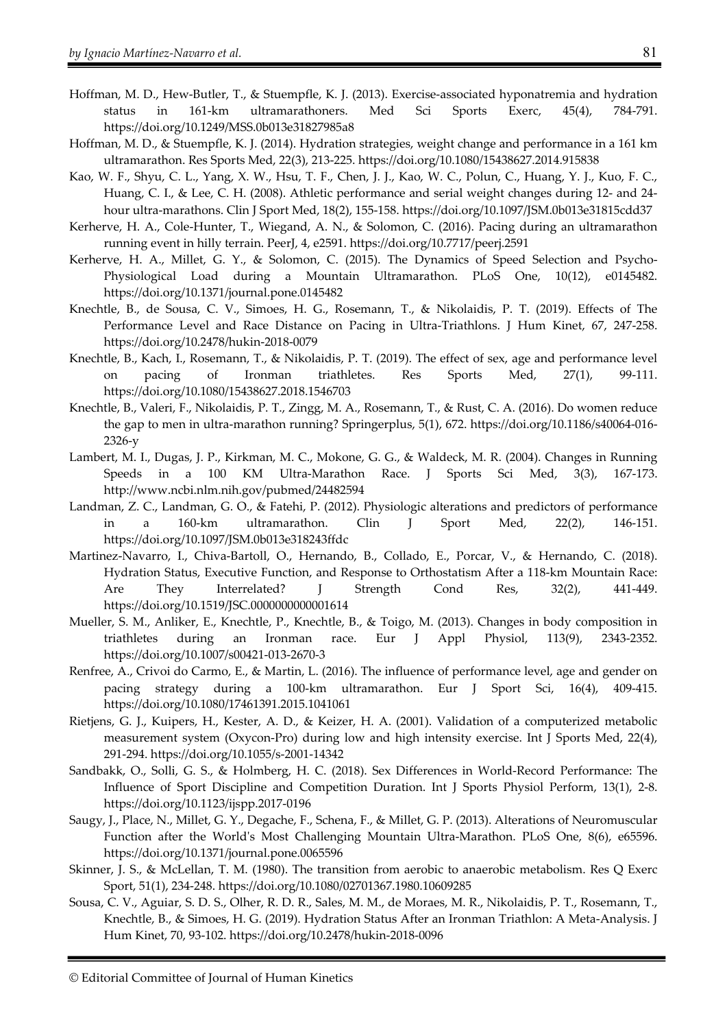Hoffman, M. D., Hew-Butler, T., & Stuempfle, K. J. (2013). Exercise-associated hyponatremia and hydration status in 161-km ultramarathoners. Med Sci Sports Exerc, 45(4), 784-791. https://doi.org/10.1249/MSS.0b013e31827985a8

Hoffman, M. D., & Stuempfle, K. J. (2014). Hydration strategies, weight change and performance in a 161 km ultramarathon. Res Sports Med, 22(3), 213-225. https://doi.org/10.1080/15438627.2014.915838

Kao, W. F., Shyu, C. L., Yang, X. W., Hsu, T. F., Chen, J. J., Kao, W. C., Polun, C., Huang, Y. J., Kuo, F. C., Huang, C. I., & Lee, C. H. (2008). Athletic performance and serial weight changes during 12- and 24-hour ultra-marathons. Clin J Sport Med, 18(2), 155-158. https://doi.org/10.1097/JSM.0b013e31815cdd37

Kerherve, H. A., Cole-Hunter, T., Wiegand, A. N., & Solomon, C. (2016). Pacing during an ultramarathon running event in hilly terrain. PeerJ, 4, e2591. https://doi.org/10.7717/peerj.2591

Kerherve, H. A., Millet, G. Y., & Solomon, C. (2015). The Dynamics of Speed Selection and Psycho-Physiological Load during a Mountain Ultramarathon. PLoS One, 10(12), e0145482. https://doi.org/10.1371/journal.pone.0145482

Knechtle, B., de Sousa, C. V., Simoes, H. G., Rosemann, T., & Nikolaidis, P. T. (2019). Effects of The Performance Level and Race Distance on Pacing in Ultra-Triathlons. J Hum Kinet, 67, 247-258. https://doi.org/10.2478/hukin-2018-0079

Knechtle, B., Kach, I., Rosemann, T., & Nikolaidis, P. T. (2019). The effect of sex, age and performance level on pacing of Ironman triathletes. Res Sports Med, 27(1), 99-111. https://doi.org/10.1080/15438627.2018.1546703

Knechtle, B., Valeri, F., Nikolaidis, P. T., Zingg, M. A., Rosemann, T., & Rust, C. A. (2016). Do women reduce the gap to men in ultra-marathon running? Springerplus, 5(1), 672. https://doi.org/10.1186/s40064-016-2326-y

Lambert, M. I., Dugas, J. P., Kirkman, M. C., Mokone, G. G., & Waldeck, M. R. (2004). Changes in Running Speeds in a 100 KM Ultra-Marathon Race. J Sports Sci Med, 3(3), 167-173. http://www.ncbi.nlm.nih.gov/pubmed/24482594

Landman, Z. C., Landman, G. O., & Fatehi, P. (2012). Physiologic alterations and predictors of performance in a 160-km ultramarathon. Clin J Sport Med, 22(2), 146-151. https://doi.org/10.1097/JSM.0b013e318243ffdc

Martinez-Navarro, I., Chiva-Bartoll, O., Hernando, B., Collado, E., Porcar, V., & Hernando, C. (2018). Hydration Status, Executive Function, and Response to Orthostatism After a 118-km Mountain Race: Are They Interrelated? J Strength Cond Res, 32(2), 441-449. https://doi.org/10.1519/JSC.0000000000001614

Mueller, S. M., Anliker, E., Knechtle, P., Knechtle, B., & Toigo, M. (2013). Changes in body composition in triathletes during an Ironman race. Eur J Appl Physiol, 113(9), 2343-2352. https://doi.org/10.1007/s00421-013-2670-3

Renfree, A., Crivoi do Carmo, E., & Martin, L. (2016). The influence of performance level, age and gender on pacing strategy during a 100-km ultramarathon. Eur J Sport Sci, 16(4), 409-415. https://doi.org/10.1080/17461391.2015.1041061

Rietjens, G. J., Kuipers, H., Kester, A. D., & Keizer, H. A. (2001). Validation of a computerized metabolic measurement system (Oxycon-Pro) during low and high intensity exercise. Int J Sports Med, 22(4), 291-294. https://doi.org/10.1055/s-2001-14342

Sandbakk, O., Solli, G. S., & Holmberg, H. C. (2018). Sex Differences in World-Record Performance: The Influence of Sport Discipline and Competition Duration. Int J Sports Physiol Perform, 13(1), 2-8. https://doi.org/10.1123/ijspp.2017-0196

Saugy, J., Place, N., Millet, G. Y., Degache, F., Schena, F., & Millet, G. P. (2013). Alterations of Neuromuscular Function after the World's Most Challenging Mountain Ultra-Marathon. PLoS One, 8(6), e65596. https://doi.org/10.1371/journal.pone.0065596

Skinner, J. S., & McLellan, T. M. (1980). The transition from aerobic to anaerobic metabolism. Res Q Exerc Sport, 51(1), 234-248. https://doi.org/10.1080/02701367.1980.10609285

Sousa, C. V., Aguiar, S. D. S., Olher, R. D. R., Sales, M. M., de Moraes, M. R., Nikolaidis, P. T., Rosemann, T., Knechtle, B., & Simoes, H. G. (2019). Hydration Status After an Ironman Triathlon: A Meta-Analysis. J Hum Kinet, 70, 93-102. https://doi.org/10.2478/hukin-2018-0096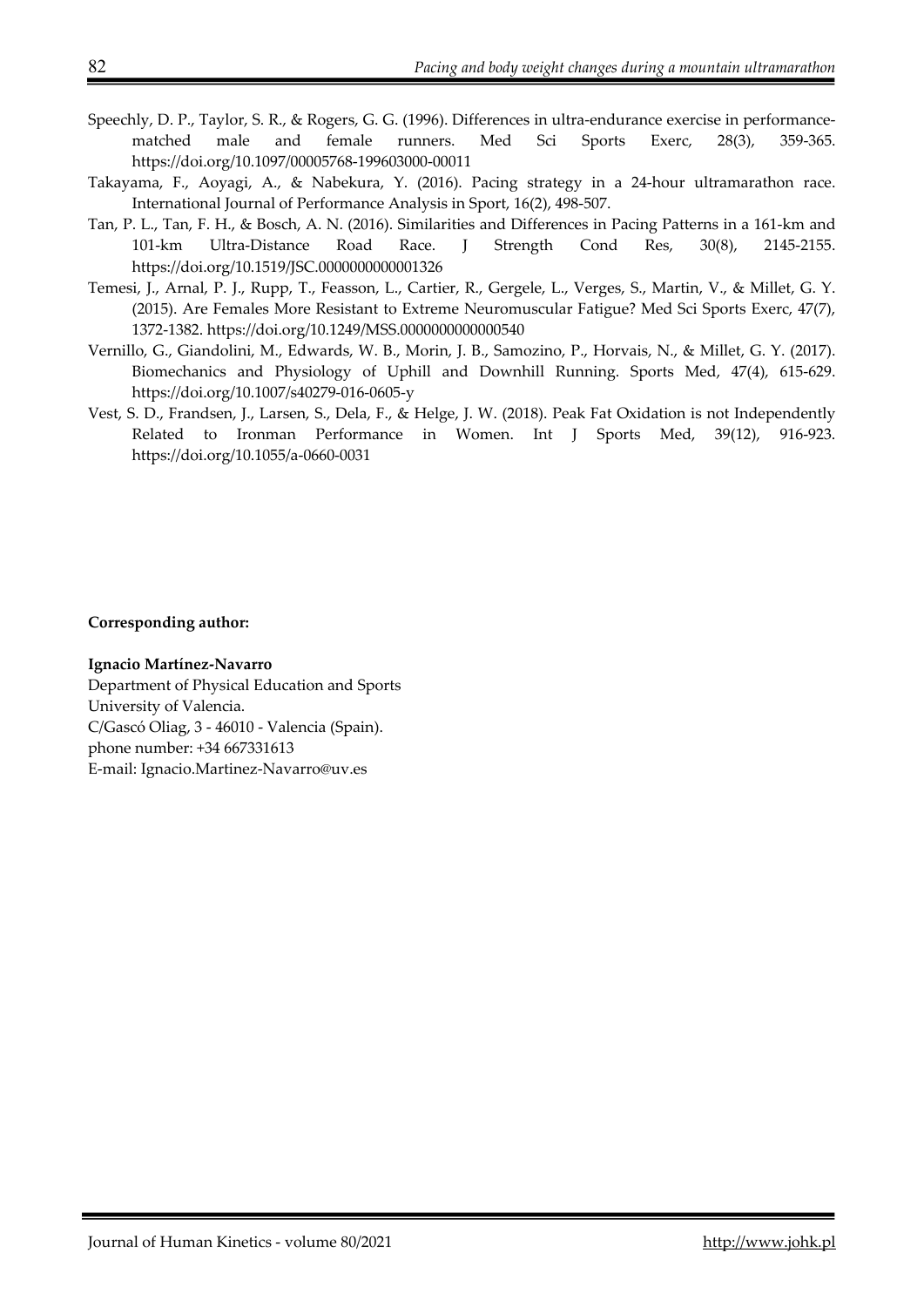Speechly, D. P., Taylor, S. R., & Rogers, G. G. (1996). Differences in ultra-endurance exercise in performance-matched male and female runners. Med Sci Sports Exerc, 28(3), 359-365. https://doi.org/10.1097/00005768-199603000-00011

Takayama, F., Aoyagi, A., & Nabekura, Y. (2016). Pacing strategy in a 24-hour ultramarathon race. International Journal of Performance Analysis in Sport, 16(2), 498-507.

Tan, P. L., Tan, F. H., & Bosch, A. N. (2016). Similarities and Differences in Pacing Patterns in a 161-km and 101-km Ultra-Distance Road Race. J Strength Cond Res, 30(8), 2145-2155. https://doi.org/10.1519/JSC.0000000000001326

Temesi, J., Arnal, P. J., Rupp, T., Feasson, L., Cartier, R., Gergele, L., Verges, S., Martin, V., & Millet, G. Y. (2015). Are Females More Resistant to Extreme Neuromuscular Fatigue? Med Sci Sports Exerc, 47(7), 1372-1382. https://doi.org/10.1249/MSS.0000000000000540

Vernillo, G., Giandolini, M., Edwards, W. B., Morin, J. B., Samozino, P., Horvais, N., & Millet, G. Y. (2017). Biomechanics and Physiology of Uphill and Downhill Running. Sports Med, 47(4), 615-629. https://doi.org/10.1007/s40279-016-0605-y

Vest, S. D., Frandsen, J., Larsen, S., Dela, F., & Helge, J. W. (2018). Peak Fat Oxidation is not Independently Related to Ironman Performance in Women. Int J Sports Med, 39(12), 916-923. https://doi.org/10.1055/a-0660-0031

**Corresponding author:**

**Ignacio Martínez-Navarro**
Department of Physical Education and Sports
University of Valencia.
C/Gascó Oliag, 3 - 46010 - Valencia (Spain).
phone number: +34 667331613
E-mail: Ignacio.Martinez-Navarro@uv.es